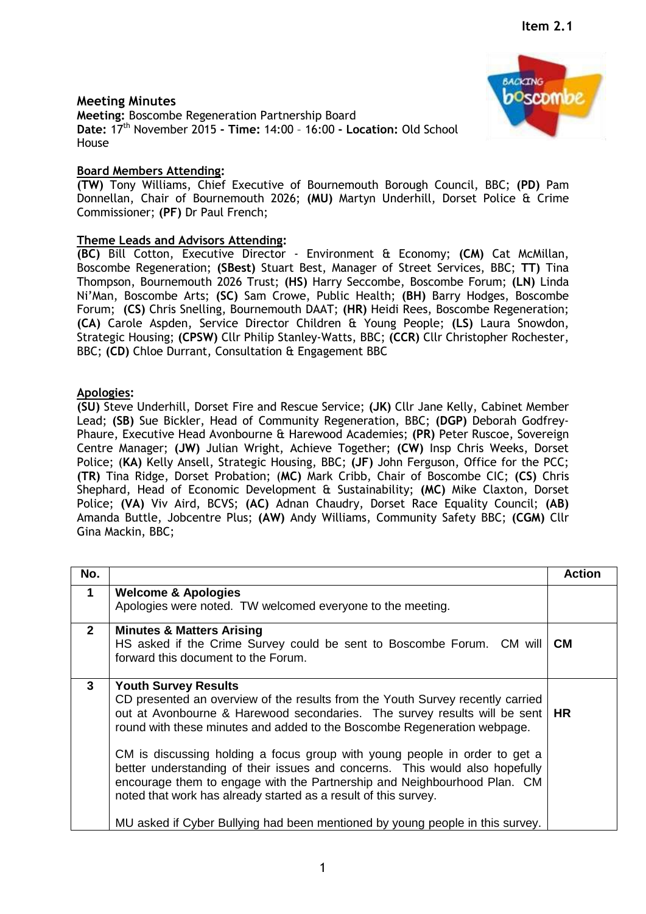Item 2.1

# Meeting Minutes

**Meeting:** Boscombe Regeneration Partnership Board
**Date:** 17th November 2015 **- Time:** 14:00 – 16:00 **- Location:** Old School House

**Board Members Attending:**

**(TW)** Tony Williams, Chief Executive of Bournemouth Borough Council, BBC; **(PD)** Pam Donnellan, Chair of Bournemouth 2026; **(MU)** Martyn Underhill, Dorset Police & Crime Commissioner; **(PF)** Dr Paul French;

**Theme Leads and Advisors Attending:**

**(BC)** Bill Cotton, Executive Director - Environment & Economy; **(CM)** Cat McMillan, Boscombe Regeneration; **(SBest)** Stuart Best, Manager of Street Services, BBC; **TT)** Tina Thompson, Bournemouth 2026 Trust; **(HS)** Harry Seccombe, Boscombe Forum; **(LN)** Linda Ni'Man, Boscombe Arts; **(SC)** Sam Crowe, Public Health; **(BH)** Barry Hodges, Boscombe Forum; **(CS)** Chris Snelling, Bournemouth DAAT; **(HR)** Heidi Rees, Boscombe Regeneration; **(CA)** Carole Aspden, Service Director Children & Young People; **(LS)** Laura Snowdon, Strategic Housing; **(CPSW)** Cllr Philip Stanley-Watts, BBC; **(CCR)** Cllr Christopher Rochester, BBC; **(CD)** Chloe Durrant, Consultation & Engagement BBC

**Apologies:**

**(SU)** Steve Underhill, Dorset Fire and Rescue Service; **(JK)** Cllr Jane Kelly, Cabinet Member Lead; **(SB)** Sue Bickler, Head of Community Regeneration, BBC; **(DGP)** Deborah Godfrey-Phaure, Executive Head Avonbourne & Harewood Academies; **(PR)** Peter Ruscoe, Sovereign Centre Manager; **(JW)** Julian Wright, Achieve Together; **(CW)** Insp Chris Weeks, Dorset Police; (**KA)** Kelly Ansell, Strategic Housing, BBC; **(JF)** John Ferguson, Office for the PCC; **(TR)** Tina Ridge, Dorset Probation; (**MC)** Mark Cribb, Chair of Boscombe CIC; **(CS)** Chris Shephard, Head of Economic Development & Sustainability; **(MC)** Mike Claxton, Dorset Police; **(VA)** Viv Aird, BCVS; **(AC)** Adnan Chaudry, Dorset Race Equality Council; **(AB)** Amanda Buttle, Jobcentre Plus; **(AW)** Andy Williams, Community Safety BBC; **(CGM)** Cllr Gina Mackin, BBC;

| No. | | Action |
|---|---|---|
| **1** | **Welcome & Apologies**<br>Apologies were noted. TW welcomed everyone to the meeting. | |
| **2** | **Minutes & Matters Arising**<br>HS asked if the Crime Survey could be sent to Boscombe Forum. CM will forward this document to the Forum. | **CM** |
| **3** | **Youth Survey Results**<br>CD presented an overview of the results from the Youth Survey recently carried out at Avonbourne & Harewood secondaries. The survey results will be sent round with these minutes and added to the Boscombe Regeneration webpage.<br><br>CM is discussing holding a focus group with young people in order to get a better understanding of their issues and concerns. This would also hopefully encourage them to engage with the Partnership and Neighbourhood Plan. CM noted that work has already started as a result of this survey.<br><br>MU asked if Cyber Bullying had been mentioned by young people in this survey. | **HR** |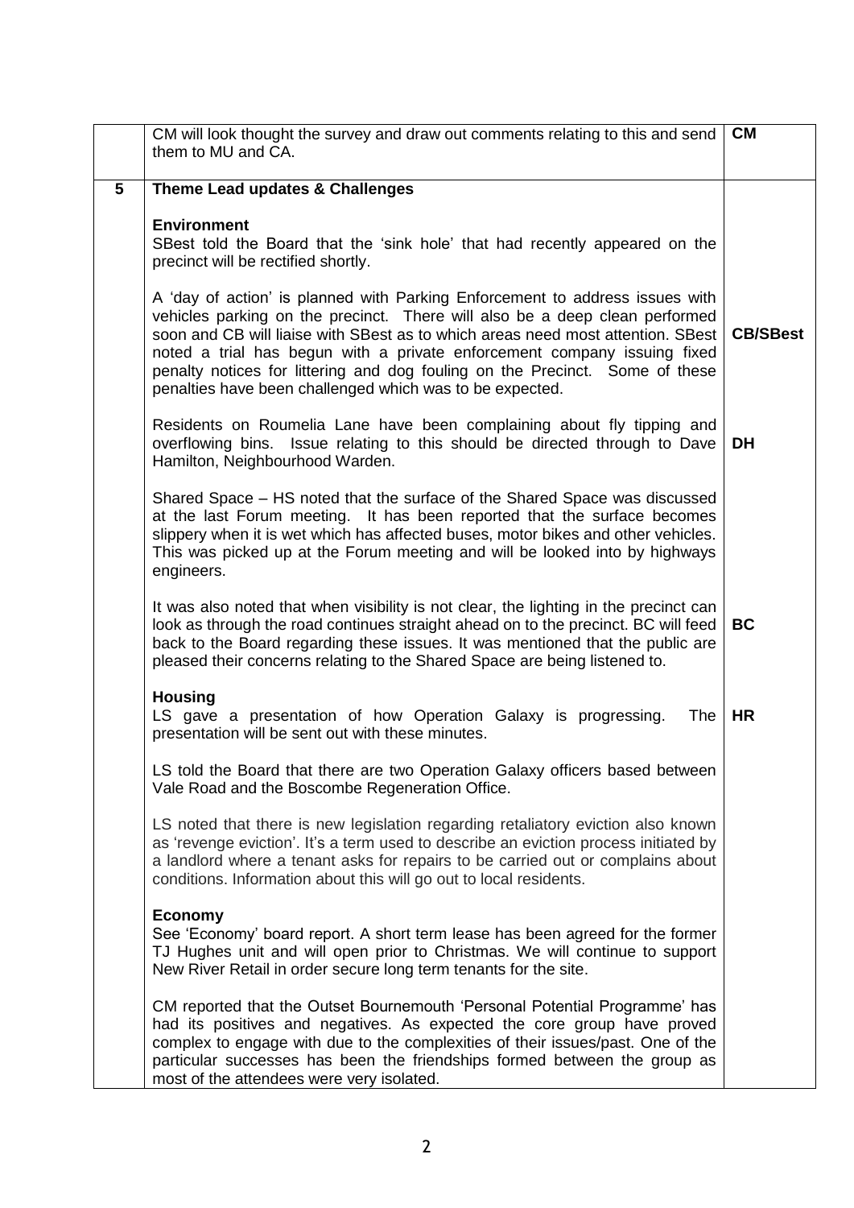|  |  |  |
|---|---|---|
|  | CM will look thought the survey and draw out comments relating to this and send them to MU and CA. | **CM** |
| **5** | **Theme Lead updates & Challenges**<br><br>**Environment**<br>SBest told the Board that the 'sink hole' that had recently appeared on the precinct will be rectified shortly.<br><br>A 'day of action' is planned with Parking Enforcement to address issues with vehicles parking on the precinct. There will also be a deep clean performed soon and CB will liaise with SBest as to which areas need most attention. SBest noted a trial has begun with a private enforcement company issuing fixed penalty notices for littering and dog fouling on the Precinct. Some of these penalties have been challenged which was to be expected.<br><br>Residents on Roumelia Lane have been complaining about fly tipping and overflowing bins. Issue relating to this should be directed through to Dave Hamilton, Neighbourhood Warden.<br><br>Shared Space – HS noted that the surface of the Shared Space was discussed at the last Forum meeting. It has been reported that the surface becomes slippery when it is wet which has affected buses, motor bikes and other vehicles. This was picked up at the Forum meeting and will be looked into by highways engineers.<br><br>It was also noted that when visibility is not clear, the lighting in the precinct can look as through the road continues straight ahead on to the precinct. BC will feed back to the Board regarding these issues. It was mentioned that the public are pleased their concerns relating to the Shared Space are being listened to.<br><br>**Housing**<br>LS gave a presentation of how Operation Galaxy is progressing. The presentation will be sent out with these minutes.<br><br>LS told the Board that there are two Operation Galaxy officers based between Vale Road and the Boscombe Regeneration Office.<br><br>LS noted that there is new legislation regarding retaliatory eviction also known as 'revenge eviction'. It's a term used to describe an eviction process initiated by a landlord where a tenant asks for repairs to be carried out or complains about conditions. Information about this will go out to local residents.<br><br>**Economy**<br>See 'Economy' board report. A short term lease has been agreed for the former TJ Hughes unit and will open prior to Christmas. We will continue to support New River Retail in order secure long term tenants for the site.<br><br>CM reported that the Outset Bournemouth 'Personal Potential Programme' has had its positives and negatives. As expected the core group have proved complex to engage with due to the complexities of their issues/past. One of the particular successes has been the friendships formed between the group as most of the attendees were very isolated. | <br><br><br><br><br><br><br><br>**CB/SBest**<br><br><br><br>**DH**<br><br><br><br><br><br><br><br>**BC**<br><br><br><br>**HR** |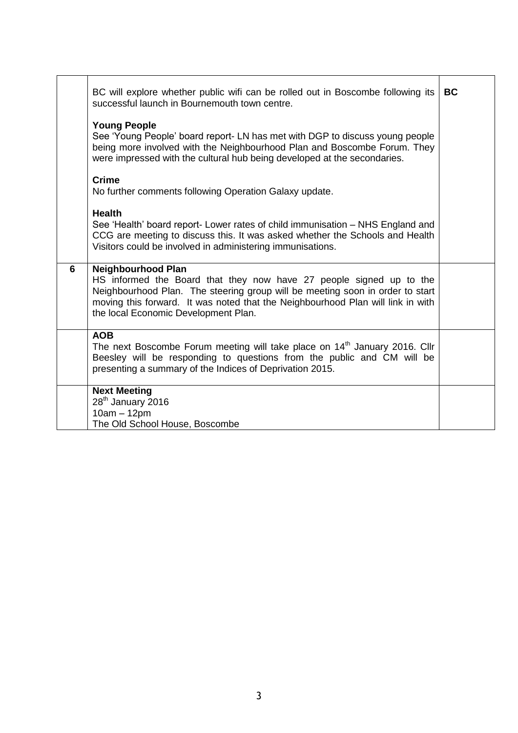| | | |
|---|---|---|
| | BC will explore whether public wifi can be rolled out in Boscombe following its successful launch in Bournemouth town centre.<br><br>**Young People**<br>See 'Young People' board report- LN has met with DGP to discuss young people being more involved with the Neighbourhood Plan and Boscombe Forum. They were impressed with the cultural hub being developed at the secondaries.<br><br>**Crime**<br>No further comments following Operation Galaxy update.<br><br>**Health**<br>See 'Health' board report- Lower rates of child immunisation – NHS England and CCG are meeting to discuss this. It was asked whether the Schools and Health Visitors could be involved in administering immunisations. | **BC** |
| **6** | **Neighbourhood Plan**<br>HS informed the Board that they now have 27 people signed up to the Neighbourhood Plan. The steering group will be meeting soon in order to start moving this forward. It was noted that the Neighbourhood Plan will link in with the local Economic Development Plan. | |
| | **AOB**<br>The next Boscombe Forum meeting will take place on 14th January 2016. Cllr Beesley will be responding to questions from the public and CM will be presenting a summary of the Indices of Deprivation 2015. | |
| | **Next Meeting**<br>28th January 2016<br>10am – 12pm<br>The Old School House, Boscombe | |